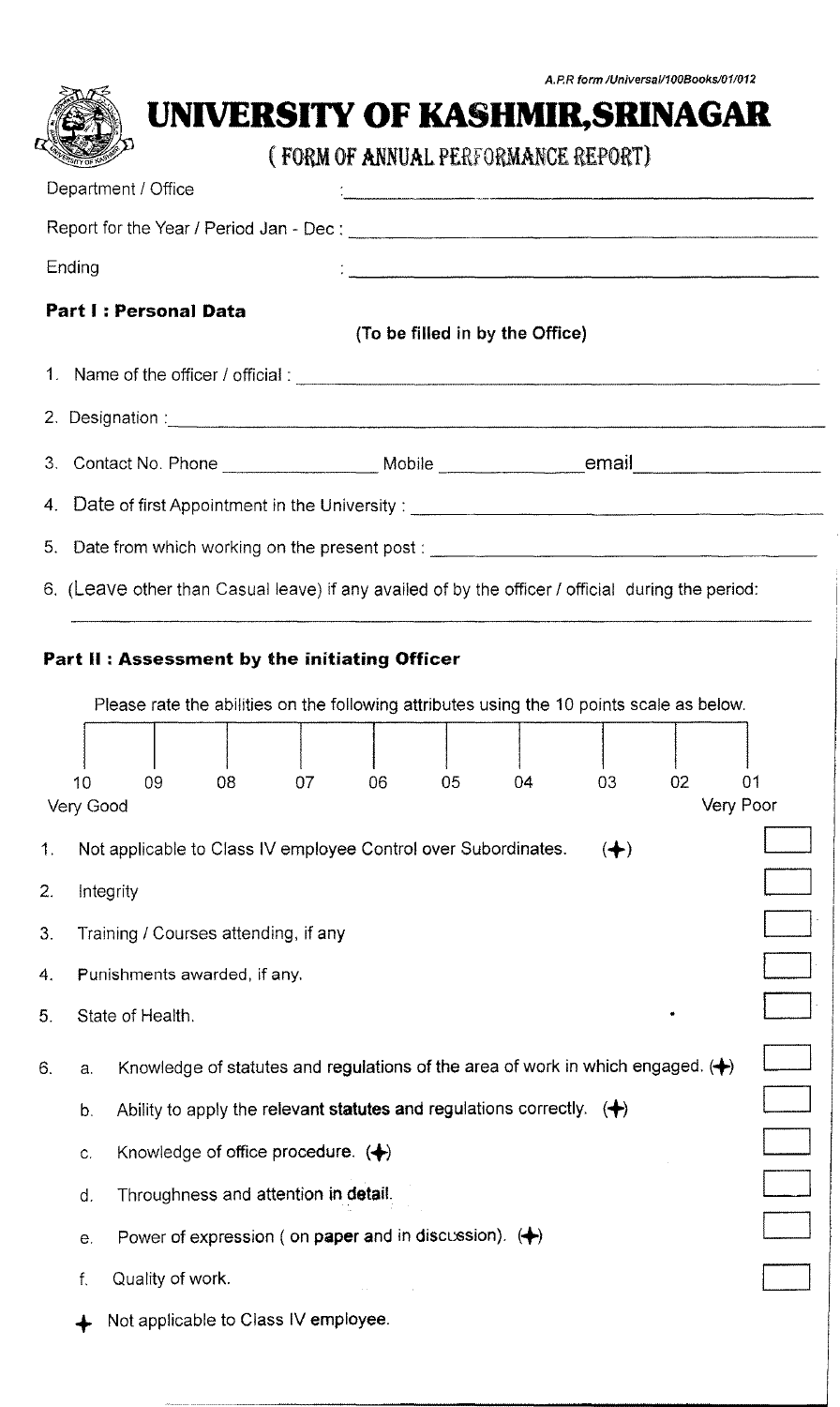A.P.R form /Universal/100Books/01/012

# UNIVERSITY OF KASHMIR, SRINAGAR

## ( FORM OF ANNUAL PERFORMANCE REPORT)

Department / Office : ______________________________

Report for the Year / Period Jan - Dec : ______________________________

Ending : ______________________________

### Part I : Personal Data

**(To be filled in by the Office)**

1. Name of the officer / official : ______________________________
2. Designation : ______________________________
3. Contact No. Phone ______________ Mobile ______________ email ______________
4. Date of first Appointment in the University : ______________________________
5. Date from which working on the present post : ______________________________
6. (Leave other than Casual leave) if any availed of by the officer / official during the period:

______________________________

### Part II : Assessment by the initiating Officer

Please rate the abilities on the following attributes using the 10 points scale as below.

| 10 | 09 | 08 | 07 | 06 | 05 | 04 | 03 | 02 | 01 |
|---|---|---|---|---|---|---|---|---|---|
| Very Good | | | | | | | | | Very Poor |

1. Not applicable to Class IV employee Control over Subordinates. (✚) [ ]
2. Integrity [ ]
3. Training / Courses attending, if any [ ]
4. Punishments awarded, if any. [ ]
5. State of Health. [ ]
6. 
   a. Knowledge of statutes and regulations of the area of work in which engaged. (✚) [ ]
   b. Ability to apply the relevant statutes and regulations correctly. (✚) [ ]
   c. Knowledge of office procedure. (✚) [ ]
   d. Throughness and attention in detail. [ ]
   e. Power of expression ( on paper and in discussion). (✚) [ ]
   f. Quality of work. [ ]

✚ Not applicable to Class IV employee.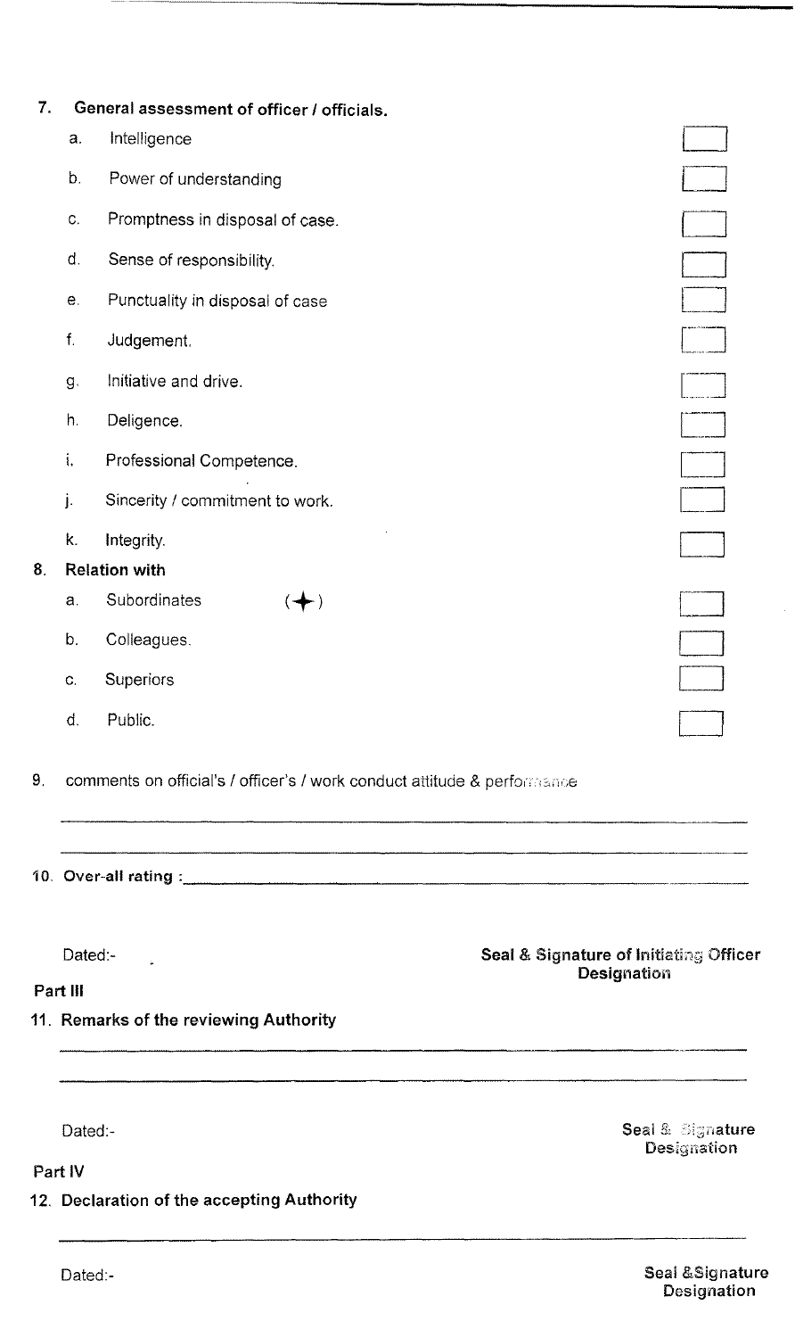7. **General assessment of officer / officials.**

   a. Intelligence ☐

   b. Power of understanding ☐

   c. Promptness in disposal of case. ☐

   d. Sense of responsibility. ☐

   e. Punctuality in disposal of case ☐

   f. Judgement. ☐

   g. Initiative and drive. ☐

   h. Deligence. ☐

   i. Professional Competence. ☐

   j. Sincerity / commitment to work. ☐

   k. Integrity. ☐

8. **Relation with**

   a. Subordinates (✦) ☐

   b. Colleagues. ☐

   c. Superiors ☐

   d. Public. ☐

9. comments on official's / officer's / work conduct attitude & performance

   ____________________________________________

   ____________________________________________

10. **Over-all rating :** ____________________________________________

Dated:-

**Seal & Signature of Initiating Officer**
**Designation**

**Part III**

11. **Remarks of the reviewing Authority**

    ____________________________________________

    ____________________________________________

Dated:-

**Seal & Signature**
**Designation**

**Part IV**

12. **Declaration of the accepting Authority**

    ____________________________________________

Dated:-

**Seal &Signature**
**Designation**